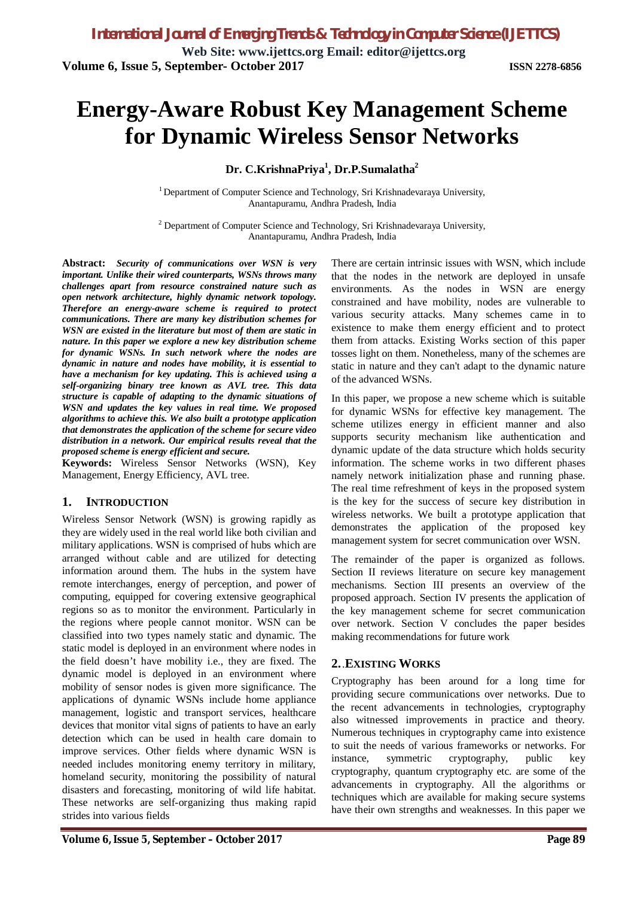# Energy-Aware Robust Key Management Scheme for Dynamic Wireless Sensor Networks

**Dr. C.KrishnaPriya[1], Dr.P.Sumalatha[2]**

[1] Department of Computer Science and Technology, Sri Krishnadevaraya University, Anantapuramu, Andhra Pradesh, India

[2] Department of Computer Science and Technology, Sri Krishnadevaraya University, Anantapuramu, Andhra Pradesh, India

**Abstract:** ***Security of communications over WSN is very important. Unlike their wired counterparts, WSNs throws many challenges apart from resource constrained nature such as open network architecture, highly dynamic network topology. Therefore an energy-aware scheme is required to protect communications. There are many key distribution schemes for WSN are existed in the literature but most of them are static in nature. In this paper we explore a new key distribution scheme for dynamic WSNs. In such network where the nodes are dynamic in nature and nodes have mobility, it is essential to have a mechanism for key updating. This is achieved using a self-organizing binary tree known as AVL tree. This data structure is capable of adapting to the dynamic situations of WSN and updates the key values in real time. We proposed algorithms to achieve this. We also built a prototype application that demonstrates the application of the scheme for secure video distribution in a network. Our empirical results reveal that the proposed scheme is energy efficient and secure.***

**Keywords:** Wireless Sensor Networks (WSN), Key Management, Energy Efficiency, AVL tree.

## 1. INTRODUCTION

Wireless Sensor Network (WSN) is growing rapidly as they are widely used in the real world like both civilian and military applications. WSN is comprised of hubs which are arranged without cable and are utilized for detecting information around them. The hubs in the system have remote interchanges, energy of perception, and power of computing, equipped for covering extensive geographical regions so as to monitor the environment. Particularly in the regions where people cannot monitor. WSN can be classified into two types namely static and dynamic. The static model is deployed in an environment where nodes in the field doesn't have mobility i.e., they are fixed. The dynamic model is deployed in an environment where mobility of sensor nodes is given more significance. The applications of dynamic WSNs include home appliance management, logistic and transport services, healthcare devices that monitor vital signs of patients to have an early detection which can be used in health care domain to improve services. Other fields where dynamic WSN is needed includes monitoring enemy territory in military, homeland security, monitoring the possibility of natural disasters and forecasting, monitoring of wild life habitat. These networks are self-organizing thus making rapid strides into various fields

There are certain intrinsic issues with WSN, which include that the nodes in the network are deployed in unsafe environments. As the nodes in WSN are energy constrained and have mobility, nodes are vulnerable to various security attacks. Many schemes came in to existence to make them energy efficient and to protect them from attacks. Existing Works section of this paper tosses light on them. Nonetheless, many of the schemes are static in nature and they can't adapt to the dynamic nature of the advanced WSNs.

In this paper, we propose a new scheme which is suitable for dynamic WSNs for effective key management. The scheme utilizes energy in efficient manner and also supports security mechanism like authentication and dynamic update of the data structure which holds security information. The scheme works in two different phases namely network initialization phase and running phase. The real time refreshment of keys in the proposed system is the key for the success of secure key distribution in wireless networks. We built a prototype application that demonstrates the application of the proposed key management system for secret communication over WSN.

The remainder of the paper is organized as follows. Section II reviews literature on secure key management mechanisms. Section III presents an overview of the proposed approach. Section IV presents the application of the key management scheme for secret communication over network. Section V concludes the paper besides making recommendations for future work

## 2.. EXISTING WORKS

Cryptography has been around for a long time for providing secure communications over networks. Due to the recent advancements in technologies, cryptography also witnessed improvements in practice and theory. Numerous techniques in cryptography came into existence to suit the needs of various frameworks or networks. For instance, symmetric cryptography, public key cryptography, quantum cryptography etc. are some of the advancements in cryptography. All the algorithms or techniques which are available for making secure systems have their own strengths and weaknesses. In this paper we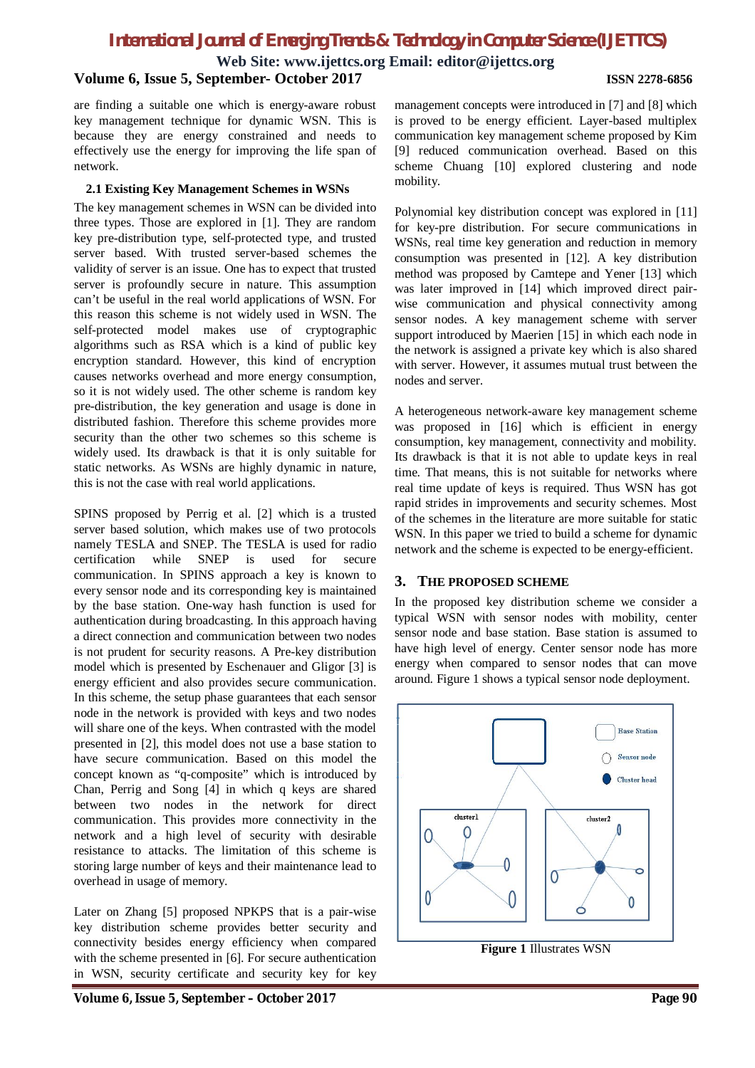are finding a suitable one which is energy-aware robust key management technique for dynamic WSN. This is because they are energy constrained and needs to effectively use the energy for improving the life span of network.

### 2.1 Existing Key Management Schemes in WSNs

The key management schemes in WSN can be divided into three types. Those are explored in [1]. They are random key pre-distribution type, self-protected type, and trusted server based. With trusted server-based schemes the validity of server is an issue. One has to expect that trusted server is profoundly secure in nature. This assumption can't be useful in the real world applications of WSN. For this reason this scheme is not widely used in WSN. The self-protected model makes use of cryptographic algorithms such as RSA which is a kind of public key encryption standard. However, this kind of encryption causes networks overhead and more energy consumption, so it is not widely used. The other scheme is random key pre-distribution, the key generation and usage is done in distributed fashion. Therefore this scheme provides more security than the other two schemes so this scheme is widely used. Its drawback is that it is only suitable for static networks. As WSNs are highly dynamic in nature, this is not the case with real world applications.

SPINS proposed by Perrig et al. [2] which is a trusted server based solution, which makes use of two protocols namely TESLA and SNEP. The TESLA is used for radio certification while SNEP is used for secure communication. In SPINS approach a key is known to every sensor node and its corresponding key is maintained by the base station. One-way hash function is used for authentication during broadcasting. In this approach having a direct connection and communication between two nodes is not prudent for security reasons. A Pre-key distribution model which is presented by Eschenauer and Gligor [3] is energy efficient and also provides secure communication. In this scheme, the setup phase guarantees that each sensor node in the network is provided with keys and two nodes will share one of the keys. When contrasted with the model presented in [2], this model does not use a base station to have secure communication. Based on this model the concept known as "q-composite" which is introduced by Chan, Perrig and Song [4] in which q keys are shared between two nodes in the network for direct communication. This provides more connectivity in the network and a high level of security with desirable resistance to attacks. The limitation of this scheme is storing large number of keys and their maintenance lead to overhead in usage of memory.

Later on Zhang [5] proposed NPKPS that is a pair-wise key distribution scheme provides better security and connectivity besides energy efficiency when compared with the scheme presented in [6]. For secure authentication in WSN, security certificate and security key for key management concepts were introduced in [7] and [8] which is proved to be energy efficient. Layer-based multiplex communication key management scheme proposed by Kim [9] reduced communication overhead. Based on this scheme Chuang [10] explored clustering and node mobility.

Polynomial key distribution concept was explored in [11] for key-pre distribution. For secure communications in WSNs, real time key generation and reduction in memory consumption was presented in [12]. A key distribution method was proposed by Camtepe and Yener [13] which was later improved in [14] which improved direct pair-wise communication and physical connectivity among sensor nodes. A key management scheme with server support introduced by Maerien [15] in which each node in the network is assigned a private key which is also shared with server. However, it assumes mutual trust between the nodes and server.

A heterogeneous network-aware key management scheme was proposed in [16] which is efficient in energy consumption, key management, connectivity and mobility. Its drawback is that it is not able to update keys in real time. That means, this is not suitable for networks where real time update of keys is required. Thus WSN has got rapid strides in improvements and security schemes. Most of the schemes in the literature are more suitable for static WSN. In this paper we tried to build a scheme for dynamic network and the scheme is expected to be energy-efficient.

## 3. THE PROPOSED SCHEME

In the proposed key distribution scheme we consider a typical WSN with sensor nodes with mobility, center sensor node and base station. Base station is assumed to have high level of energy. Center sensor node has more energy when compared to sensor nodes that can move around. Figure 1 shows a typical sensor node deployment.

**Figure 1** Illustrates WSN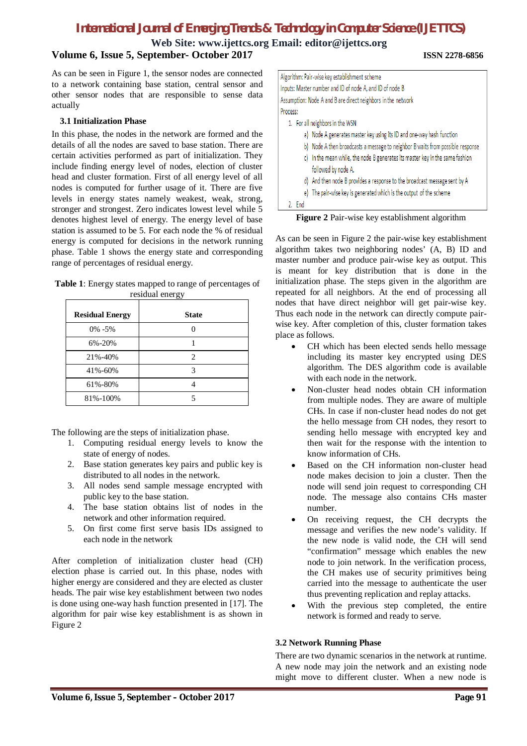As can be seen in Figure 1, the sensor nodes are connected to a network containing base station, central sensor and other sensor nodes that are responsible to sense data actually

### 3.1 Initialization Phase

In this phase, the nodes in the network are formed and the details of all the nodes are saved to base station. There are certain activities performed as part of initialization. They include finding energy level of nodes, election of cluster head and cluster formation. First of all energy level of all nodes is computed for further usage of it. There are five levels in energy states namely weakest, weak, strong, stronger and strongest. Zero indicates lowest level while 5 denotes highest level of energy. The energy level of base station is assumed to be 5. For each node the % of residual energy is computed for decisions in the network running phase. Table 1 shows the energy state and corresponding range of percentages of residual energy.

**Table 1**: Energy states mapped to range of percentages of residual energy

| Residual Energy | State |
|---|---|
| 0% -5% | 0 |
| 6%-20% | 1 |
| 21%-40% | 2 |
| 41%-60% | 3 |
| 61%-80% | 4 |
| 81%-100% | 5 |

The following are the steps of initialization phase.

1. Computing residual energy levels to know the state of energy of nodes.
2. Base station generates key pairs and public key is distributed to all nodes in the network.
3. All nodes send sample message encrypted with public key to the base station.
4. The base station obtains list of nodes in the network and other information required.
5. On first come first serve basis IDs assigned to each node in the network

After completion of initialization cluster head (CH) election phase is carried out. In this phase, nodes with higher energy are considered and they are elected as cluster heads. The pair wise key establishment between two nodes is done using one-way hash function presented in [17]. The algorithm for pair wise key establishment is as shown in Figure 2

```
Algorithm: Pair-wise key establishment scheme
Inputs: Master number and ID of node A, and ID of node B
Assumption: Node A and B are direct neighbors in the network
Process:
1. For all neighbors in the WSN
   a) Node A generates master key using its ID and one-way hash function
   b) Node A then broadcasts a message to neighbor B waits from possible response
   c) In the mean while, the node B generates its master key in the same fashion
      followed by node A.
   d) And then node B provides a response to the broadcast message sent by A
   e) The pair-wise key is generated which is the output of the scheme
2. End
```

**Figure 2** Pair-wise key establishment algorithm

As can be seen in Figure 2 the pair-wise key establishment algorithm takes two neighboring nodes' (A, B) ID and master number and produce pair-wise key as output. This is meant for key distribution that is done in the initialization phase. The steps given in the algorithm are repeated for all neighbors. At the end of processing all nodes that have direct neighbor will get pair-wise key. Thus each node in the network can directly compute pair-wise key. After completion of this, cluster formation takes place as follows.

- CH which has been elected sends hello message including its master key encrypted using DES algorithm. The DES algorithm code is available with each node in the network.
- Non-cluster head nodes obtain CH information from multiple nodes. They are aware of multiple CHs. In case if non-cluster head nodes do not get the hello message from CH nodes, they resort to sending hello message with encrypted key and then wait for the response with the intention to know information of CHs.
- Based on the CH information non-cluster head node makes decision to join a cluster. Then the node will send join request to corresponding CH node. The message also contains CHs master number.
- On receiving request, the CH decrypts the message and verifies the new node's validity. If the new node is valid node, the CH will send "confirmation" message which enables the new node to join network. In the verification process, the CH makes use of security primitives being carried into the message to authenticate the user thus preventing replication and replay attacks.
- With the previous step completed, the entire network is formed and ready to serve.

### 3.2 Network Running Phase

There are two dynamic scenarios in the network at runtime. A new node may join the network and an existing node might move to different cluster. When a new node is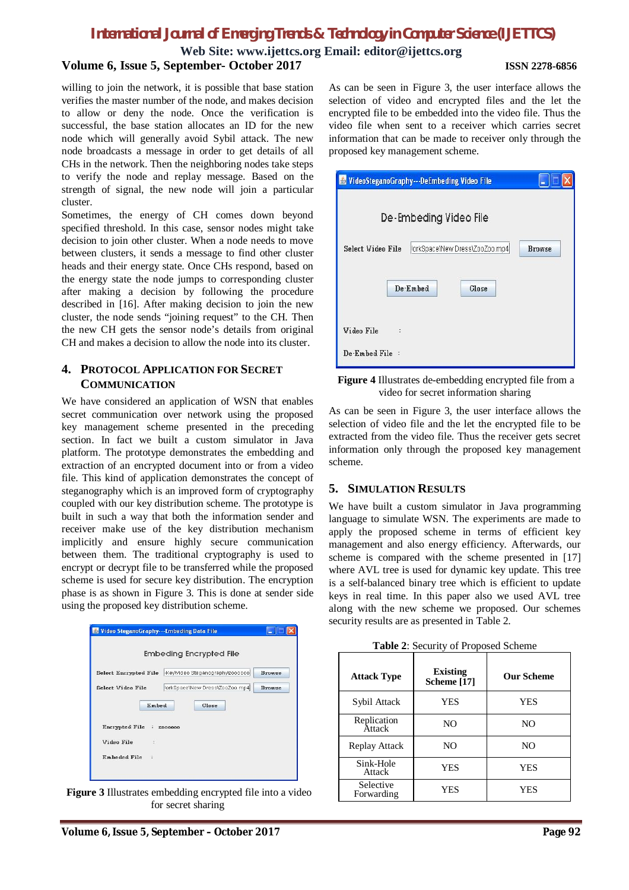willing to join the network, it is possible that base station verifies the master number of the node, and makes decision to allow or deny the node. Once the verification is successful, the base station allocates an ID for the new node which will generally avoid Sybil attack. The new node broadcasts a message in order to get details of all CHs in the network. Then the neighboring nodes take steps to verify the node and replay message. Based on the strength of signal, the new node will join a particular cluster.

Sometimes, the energy of CH comes down beyond specified threshold. In this case, sensor nodes might take decision to join other cluster. When a node needs to move between clusters, it sends a message to find other cluster heads and their energy state. Once CHs respond, based on the energy state the node jumps to corresponding cluster after making a decision by following the procedure described in [16]. After making decision to join the new cluster, the node sends "joining request" to the CH. Then the new CH gets the sensor node's details from original CH and makes a decision to allow the node into its cluster.

## 4. PROTOCOL APPLICATION FOR SECRET COMMUNICATION

We have considered an application of WSN that enables secret communication over network using the proposed key management scheme presented in the preceding section. In fact we built a custom simulator in Java platform. The prototype demonstrates the embedding and extraction of an encrypted document into or from a video file. This kind of application demonstrates the concept of steganography which is an improved form of cryptography coupled with our key distribution scheme. The prototype is built in such a way that both the information sender and receiver make use of the key distribution mechanism implicitly and ensure highly secure communication between them. The traditional cryptography is used to encrypt or decrypt file to be transferred while the proposed scheme is used for secure key distribution. The encryption phase is as shown in Figure 3. This is done at sender side using the proposed key distribution scheme.

**Figure 3** Illustrates embedding encrypted file into a video for secret sharing

As can be seen in Figure 3, the user interface allows the selection of video and encrypted files and the let the encrypted file to be embedded into the video file. Thus the video file when sent to a receiver which carries secret information that can be made to receiver only through the proposed key management scheme.

**Figure 4** Illustrates de-embedding encrypted file from a video for secret information sharing

As can be seen in Figure 3, the user interface allows the selection of video file and the let the encrypted file to be extracted from the video file. Thus the receiver gets secret information only through the proposed key management scheme.

## 5. SIMULATION RESULTS

We have built a custom simulator in Java programming language to simulate WSN. The experiments are made to apply the proposed scheme in terms of efficient key management and also energy efficiency. Afterwards, our scheme is compared with the scheme presented in [17] where AVL tree is used for dynamic key update. This tree is a self-balanced binary tree which is efficient to update keys in real time. In this paper also we used AVL tree along with the new scheme we proposed. Our schemes security results are as presented in Table 2.

**Table 2**: Security of Proposed Scheme

| Attack Type | Existing Scheme [17] | Our Scheme |
|---|---|---|
| Sybil Attack | YES | YES |
| Replication Attack | NO | NO |
| Replay Attack | NO | NO |
| Sink-Hole Attack | YES | YES |
| Selective Forwarding | YES | YES |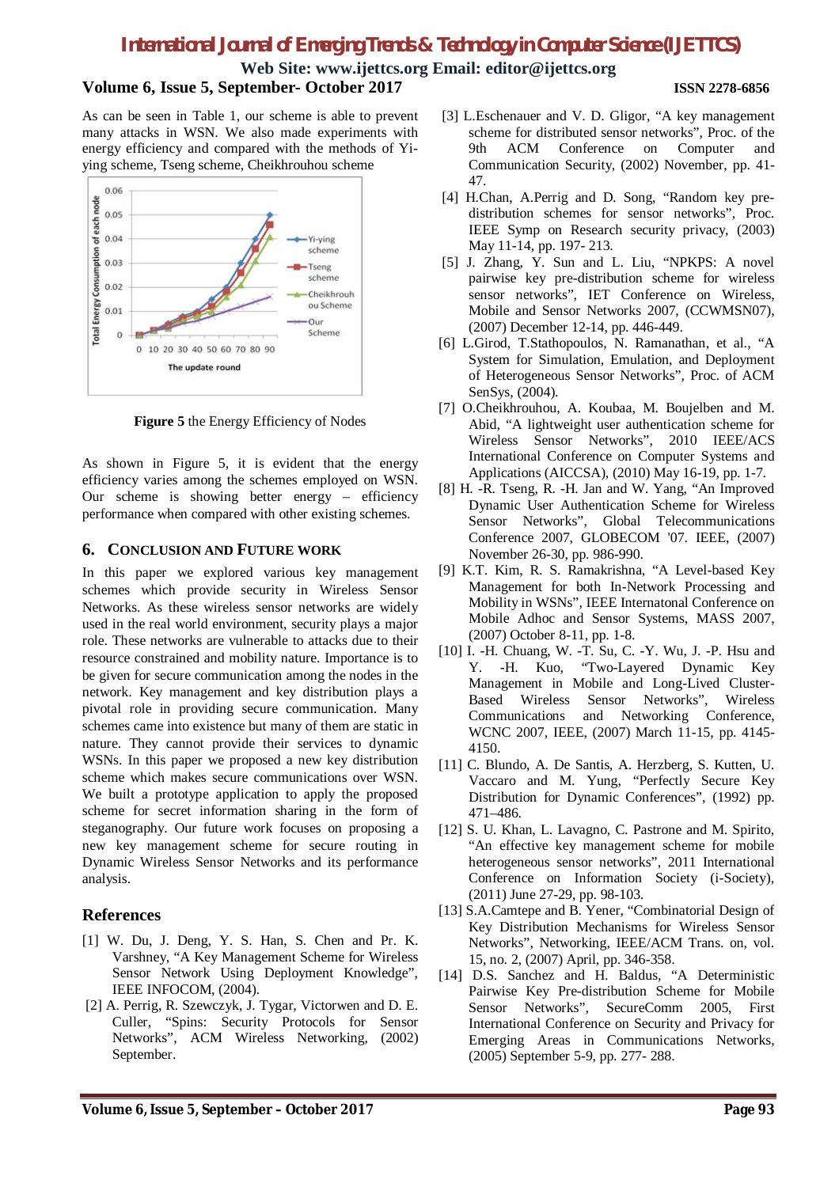As can be seen in Table 1, our scheme is able to prevent many attacks in WSN. We also made experiments with energy efficiency and compared with the methods of Yi-ying scheme, Tseng scheme, Cheikhrouhou scheme

**Figure 5** the Energy Efficiency of Nodes

As shown in Figure 5, it is evident that the energy efficiency varies among the schemes employed on WSN. Our scheme is showing better energy – efficiency performance when compared with other existing schemes.

## 6. CONCLUSION AND FUTURE WORK

In this paper we explored various key management schemes which provide security in Wireless Sensor Networks. As these wireless sensor networks are widely used in the real world environment, security plays a major role. These networks are vulnerable to attacks due to their resource constrained and mobility nature. Importance is to be given for secure communication among the nodes in the network. Key management and key distribution plays a pivotal role in providing secure communication. Many schemes came into existence but many of them are static in nature. They cannot provide their services to dynamic WSNs. In this paper we proposed a new key distribution scheme which makes secure communications over WSN. We built a prototype application to apply the proposed scheme for secret information sharing in the form of steganography. Our future work focuses on proposing a new key management scheme for secure routing in Dynamic Wireless Sensor Networks and its performance analysis.

## References

[1] W. Du, J. Deng, Y. S. Han, S. Chen and Pr. K. Varshney, "A Key Management Scheme for Wireless Sensor Network Using Deployment Knowledge", IEEE INFOCOM, (2004).

[2] A. Perrig, R. Szewczyk, J. Tygar, Victorwen and D. E. Culler, "Spins: Security Protocols for Sensor Networks", ACM Wireless Networking, (2002) September.

[3] L.Eschenauer and V. D. Gligor, "A key management scheme for distributed sensor networks", Proc. of the 9th ACM Conference on Computer and Communication Security, (2002) November, pp. 41-47.

[4] H.Chan, A.Perrig and D. Song, "Random key pre-distribution schemes for sensor networks", Proc. IEEE Symp on Research security privacy, (2003) May 11-14, pp. 197- 213.

[5] J. Zhang, Y. Sun and L. Liu, "NPKPS: A novel pairwise key pre-distribution scheme for wireless sensor networks", IET Conference on Wireless, Mobile and Sensor Networks 2007, (CCWMSN07), (2007) December 12-14, pp. 446-449.

[6] L.Girod, T.Stathopoulos, N. Ramanathan, et al., "A System for Simulation, Emulation, and Deployment of Heterogeneous Sensor Networks", Proc. of ACM SenSys, (2004).

[7] O.Cheikhrouhou, A. Koubaa, M. Boujelben and M. Abid, "A lightweight user authentication scheme for Wireless Sensor Networks", 2010 IEEE/ACS International Conference on Computer Systems and Applications (AICCSA), (2010) May 16-19, pp. 1-7.

[8] H. -R. Tseng, R. -H. Jan and W. Yang, "An Improved Dynamic User Authentication Scheme for Wireless Sensor Networks", Global Telecommunications Conference 2007, GLOBECOM '07. IEEE, (2007) November 26-30, pp. 986-990.

[9] K.T. Kim, R. S. Ramakrishna, "A Level-based Key Management for both In-Network Processing and Mobility in WSNs", IEEE Internatonal Conference on Mobile Adhoc and Sensor Systems, MASS 2007, (2007) October 8-11, pp. 1-8.

[10] I. -H. Chuang, W. -T. Su, C. -Y. Wu, J. -P. Hsu and Y. -H. Kuo, "Two-Layered Dynamic Key Management in Mobile and Long-Lived Cluster-Based Wireless Sensor Networks", Wireless Communications and Networking Conference, WCNC 2007, IEEE, (2007) March 11-15, pp. 4145-4150.

[11] C. Blundo, A. De Santis, A. Herzberg, S. Kutten, U. Vaccaro and M. Yung, "Perfectly Secure Key Distribution for Dynamic Conferences", (1992) pp. 471–486.

[12] S. U. Khan, L. Lavagno, C. Pastrone and M. Spirito, "An effective key management scheme for mobile heterogeneous sensor networks", 2011 International Conference on Information Society (i-Society), (2011) June 27-29, pp. 98-103.

[13] S.A.Camtepe and B. Yener, "Combinatorial Design of Key Distribution Mechanisms for Wireless Sensor Networks", Networking, IEEE/ACM Trans. on, vol. 15, no. 2, (2007) April, pp. 346-358.

[14] D.S. Sanchez and H. Baldus, "A Deterministic Pairwise Key Pre-distribution Scheme for Mobile Sensor Networks", SecureComm 2005, First International Conference on Security and Privacy for Emerging Areas in Communications Networks, (2005) September 5-9, pp. 277- 288.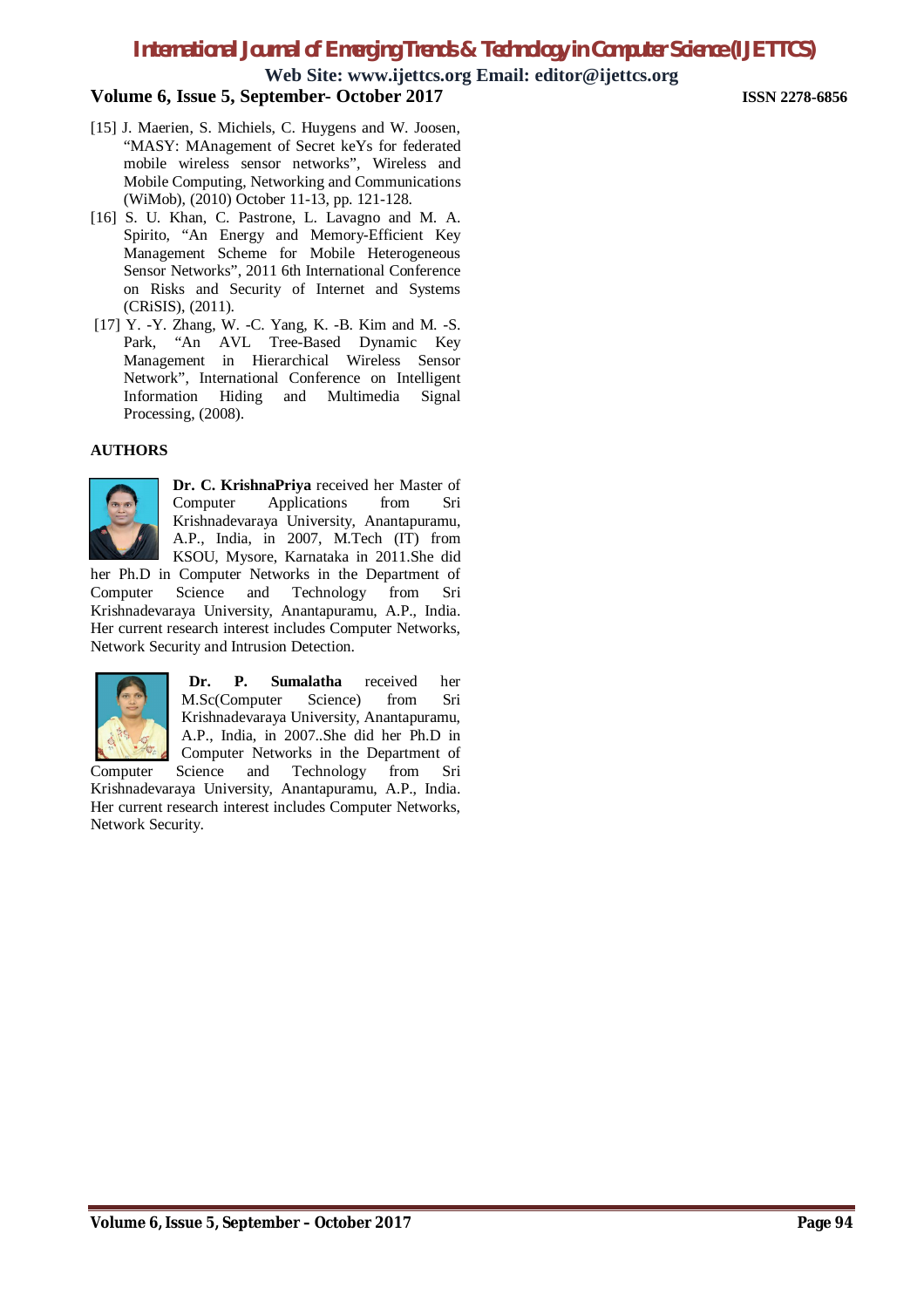[15] J. Maerien, S. Michiels, C. Huygens and W. Joosen, "MASY: MAnagement of Secret keYs for federated mobile wireless sensor networks", Wireless and Mobile Computing, Networking and Communications (WiMob), (2010) October 11-13, pp. 121-128.

[16] S. U. Khan, C. Pastrone, L. Lavagno and M. A. Spirito, "An Energy and Memory-Efficient Key Management Scheme for Mobile Heterogeneous Sensor Networks", 2011 6th International Conference on Risks and Security of Internet and Systems (CRiSIS), (2011).

[17] Y. -Y. Zhang, W. -C. Yang, K. -B. Kim and M. -S. Park, "An AVL Tree-Based Dynamic Key Management in Hierarchical Wireless Sensor Network", International Conference on Intelligent Information Hiding and Multimedia Signal Processing, (2008).

**AUTHORS**

**Dr. C. KrishnaPriya** received her Master of Computer Applications from Sri Krishnadevaraya University, Anantapuramu, A.P., India, in 2007, M.Tech (IT) from KSOU, Mysore, Karnataka in 2011.She did her Ph.D in Computer Networks in the Department of Computer Science and Technology from Sri Krishnadevaraya University, Anantapuramu, A.P., India. Her current research interest includes Computer Networks, Network Security and Intrusion Detection.

**Dr. P. Sumalatha** received her M.Sc(Computer Science) from Sri Krishnadevaraya University, Anantapuramu, A.P., India, in 2007..She did her Ph.D in Computer Networks in the Department of Computer Science and Technology from Sri Krishnadevaraya University, Anantapuramu, A.P., India. Her current research interest includes Computer Networks, Network Security.